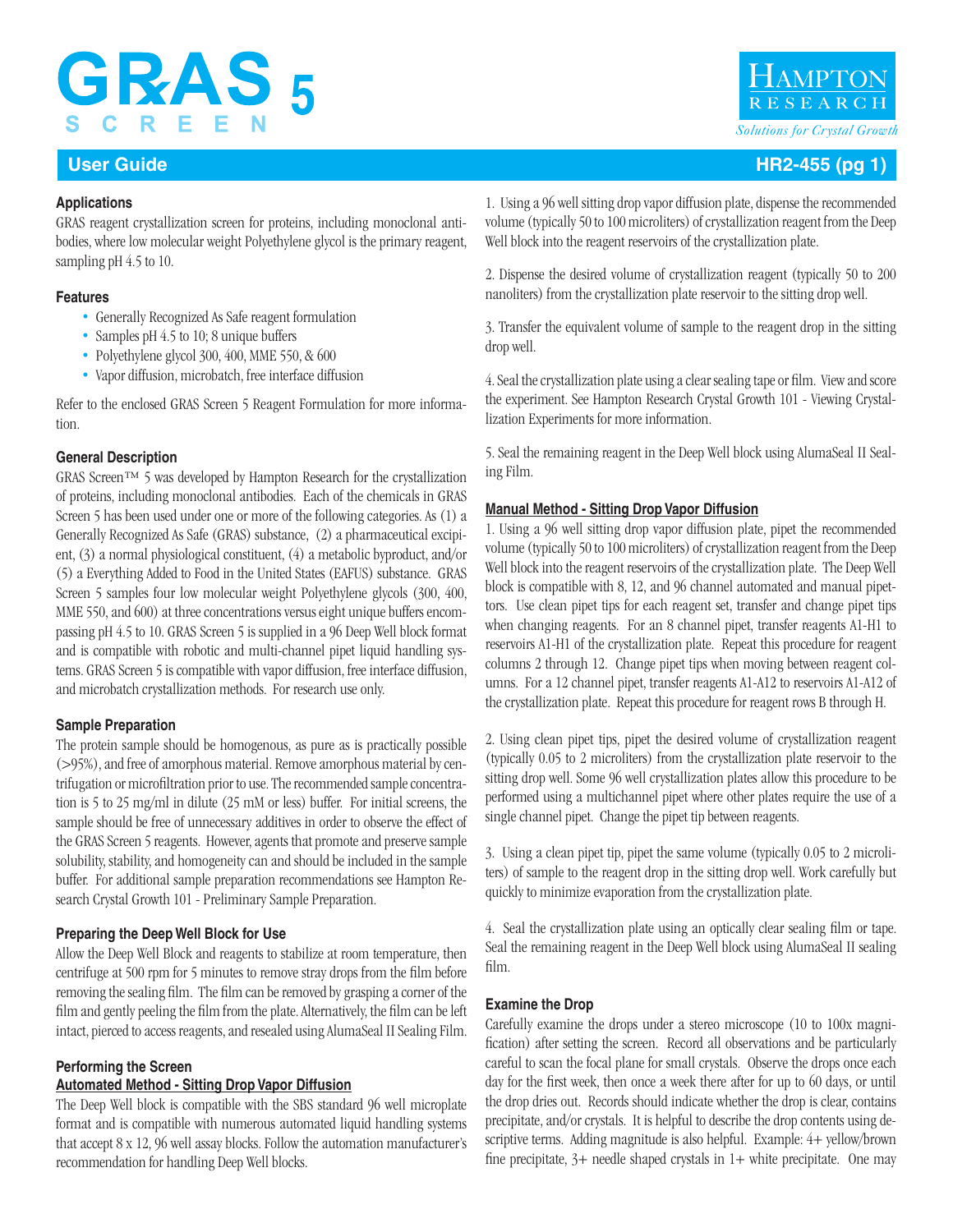# GRAS Screen 5

Hampton Research
*Solutions for Crystal Growth*

## User Guide

### Applications

GRAS reagent crystallization screen for proteins, including monoclonal antibodies, where low molecular weight Polyethylene glycol is the primary reagent, sampling pH 4.5 to 10.

### Features

- Generally Recognized As Safe reagent formulation
- Samples pH 4.5 to 10; 8 unique buffers
- Polyethylene glycol 300, 400, MME 550, & 600
- Vapor diffusion, microbatch, free interface diffusion

Refer to the enclosed GRAS Screen 5 Reagent Formulation for more information.

### General Description

GRAS Screen™ 5 was developed by Hampton Research for the crystallization of proteins, including monoclonal antibodies. Each of the chemicals in GRAS Screen 5 has been used under one or more of the following categories. As (1) a Generally Recognized As Safe (GRAS) substance, (2) a pharmaceutical excipient, (3) a normal physiological constituent, (4) a metabolic byproduct, and/or (5) a Everything Added to Food in the United States (EAFUS) substance. GRAS Screen 5 samples four low molecular weight Polyethylene glycols (300, 400, MME 550, and 600) at three concentrations versus eight unique buffers encompassing pH 4.5 to 10. GRAS Screen 5 is supplied in a 96 Deep Well block format and is compatible with robotic and multi-channel pipet liquid handling systems. GRAS Screen 5 is compatible with vapor diffusion, free interface diffusion, and microbatch crystallization methods. For research use only.

### Sample Preparation

The protein sample should be homogenous, as pure as is practically possible (>95%), and free of amorphous material. Remove amorphous material by centrifugation or microfiltration prior to use. The recommended sample concentration is 5 to 25 mg/ml in dilute (25 mM or less) buffer. For initial screens, the sample should be free of unnecessary additives in order to observe the effect of the GRAS Screen 5 reagents. However, agents that promote and preserve sample solubility, stability, and homogeneity can and should be included in the sample buffer. For additional sample preparation recommendations see Hampton Research Crystal Growth 101 - Preliminary Sample Preparation.

### Preparing the Deep Well Block for Use

Allow the Deep Well Block and reagents to stabilize at room temperature, then centrifuge at 500 rpm for 5 minutes to remove stray drops from the film before removing the sealing film. The film can be removed by grasping a corner of the film and gently peeling the film from the plate. Alternatively, the film can be left intact, pierced to access reagents, and resealed using AlumaSeal II Sealing Film.

### Performing the Screen

**Automated Method - Sitting Drop Vapor Diffusion**

The Deep Well block is compatible with the SBS standard 96 well microplate format and is compatible with numerous automated liquid handling systems that accept 8 x 12, 96 well assay blocks. Follow the automation manufacturer's recommendation for handling Deep Well blocks.

1. Using a 96 well sitting drop vapor diffusion plate, dispense the recommended volume (typically 50 to 100 microliters) of crystallization reagent from the Deep Well block into the reagent reservoirs of the crystallization plate.

2. Dispense the desired volume of crystallization reagent (typically 50 to 200 nanoliters) from the crystallization plate reservoir to the sitting drop well.

3. Transfer the equivalent volume of sample to the reagent drop in the sitting drop well.

4. Seal the crystallization plate using a clear sealing tape or film. View and score the experiment. See Hampton Research Crystal Growth 101 - Viewing Crystallization Experiments for more information.

5. Seal the remaining reagent in the Deep Well block using AlumaSeal II Sealing Film.

**Manual Method - Sitting Drop Vapor Diffusion**

1. Using a 96 well sitting drop vapor diffusion plate, pipet the recommended volume (typically 50 to 100 microliters) of crystallization reagent from the Deep Well block into the reagent reservoirs of the crystallization plate. The Deep Well block is compatible with 8, 12, and 96 channel automated and manual pipettors. Use clean pipet tips for each reagent set, transfer and change pipet tips when changing reagents. For an 8 channel pipet, transfer reagents A1-H1 to reservoirs A1-H1 of the crystallization plate. Repeat this procedure for reagent columns 2 through 12. Change pipet tips when moving between reagent columns. For a 12 channel pipet, transfer reagents A1-A12 to reservoirs A1-A12 of the crystallization plate. Repeat this procedure for reagent rows B through H.

2. Using clean pipet tips, pipet the desired volume of crystallization reagent (typically 0.05 to 2 microliters) from the crystallization plate reservoir to the sitting drop well. Some 96 well crystallization plates allow this procedure to be performed using a multichannel pipet where other plates require the use of a single channel pipet. Change the pipet tip between reagents.

3. Using a clean pipet tip, pipet the same volume (typically 0.05 to 2 microliters) of sample to the reagent drop in the sitting drop well. Work carefully but quickly to minimize evaporation from the crystallization plate.

4. Seal the crystallization plate using an optically clear sealing film or tape. Seal the remaining reagent in the Deep Well block using AlumaSeal II sealing film.

### Examine the Drop

Carefully examine the drops under a stereo microscope (10 to 100x magnification) after setting the screen. Record all observations and be particularly careful to scan the focal plane for small crystals. Observe the drops once each day for the first week, then once a week there after for up to 60 days, or until the drop dries out. Records should indicate whether the drop is clear, contains precipitate, and/or crystals. It is helpful to describe the drop contents using descriptive terms. Adding magnitude is also helpful. Example: 4+ yellow/brown fine precipitate, 3+ needle shaped crystals in 1+ white precipitate. One may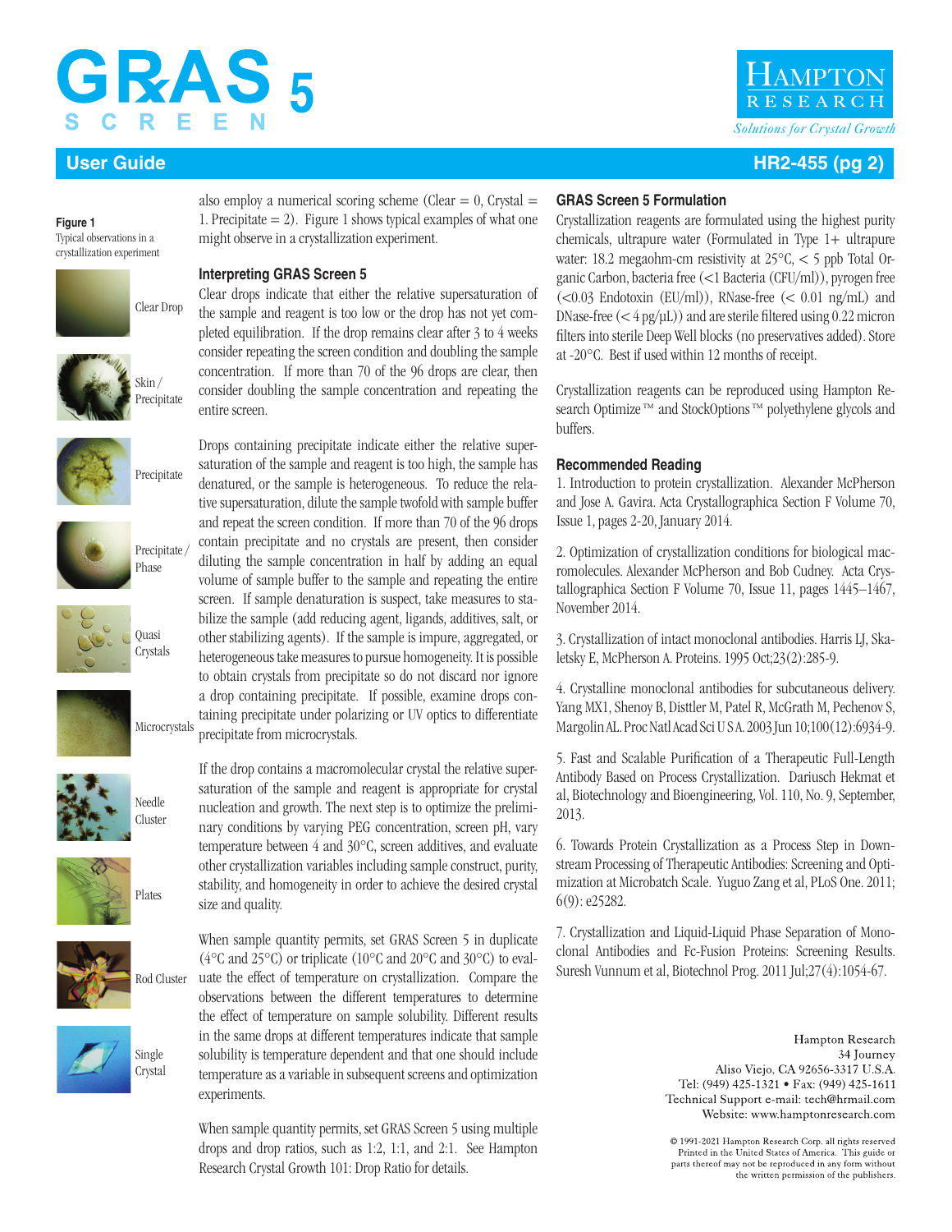**Figure 1**
Typical observations in a crystallization experiment

Clear Drop

Skin / Precipitate

Precipitate

Precipitate / Phase

Quasi Crystals

Microcrystals

Needle Cluster

Plates

Rod Cluster

Single Crystal

also employ a numerical scoring scheme (Clear = 0, Crystal = 1. Precipitate = 2). Figure 1 shows typical examples of what one might observe in a crystallization experiment.

### Interpreting GRAS Screen 5

Clear drops indicate that either the relative supersaturation of the sample and reagent is too low or the drop has not yet completed equilibration. If the drop remains clear after 3 to 4 weeks consider repeating the screen condition and doubling the sample concentration. If more than 70 of the 96 drops are clear, then consider doubling the sample concentration and repeating the entire screen.

Drops containing precipitate indicate either the relative supersaturation of the sample and reagent is too high, the sample has denatured, or the sample is heterogeneous. To reduce the relative supersaturation, dilute the sample twofold with sample buffer and repeat the screen condition. If more than 70 of the 96 drops contain precipitate and no crystals are present, then consider diluting the sample concentration in half by adding an equal volume of sample buffer to the sample and repeating the entire screen. If sample denaturation is suspect, take measures to stabilize the sample (add reducing agent, ligands, additives, salt, or other stabilizing agents). If the sample is impure, aggregated, or heterogeneous take measures to pursue homogeneity. It is possible to obtain crystals from precipitate so do not discard nor ignore a drop containing precipitate. If possible, examine drops containing precipitate under polarizing or UV optics to differentiate precipitate from microcrystals.

If the drop contains a macromolecular crystal the relative supersaturation of the sample and reagent is appropriate for crystal nucleation and growth. The next step is to optimize the preliminary conditions by varying PEG concentration, screen pH, vary temperature between 4 and 30°C, screen additives, and evaluate other crystallization variables including sample construct, purity, stability, and homogeneity in order to achieve the desired crystal size and quality.

When sample quantity permits, set GRAS Screen 5 in duplicate (4°C and 25°C) or triplicate (10°C and 20°C and 30°C) to evaluate the effect of temperature on crystallization. Compare the observations between the different temperatures to determine the effect of temperature on sample solubility. Different results in the same drops at different temperatures indicate that sample solubility is temperature dependent and that one should include temperature as a variable in subsequent screens and optimization experiments.

When sample quantity permits, set GRAS Screen 5 using multiple drops and drop ratios, such as 1:2, 1:1, and 2:1. See Hampton Research Crystal Growth 101: Drop Ratio for details.

### GRAS Screen 5 Formulation

Crystallization reagents are formulated using the highest purity chemicals, ultrapure water (Formulated in Type 1+ ultrapure water: 18.2 megaohm-cm resistivity at 25°C, < 5 ppb Total Organic Carbon, bacteria free (<1 Bacteria (CFU/ml)), pyrogen free (<0.03 Endotoxin (EU/ml)), RNase-free (< 0.01 ng/mL) and DNase-free (< 4 pg/μL)) and are sterile filtered using 0.22 micron filters into sterile Deep Well blocks (no preservatives added). Store at -20°C. Best if used within 12 months of receipt.

Crystallization reagents can be reproduced using Hampton Research Optimize™ and StockOptions™ polyethylene glycols and buffers.

### Recommended Reading

1. Introduction to protein crystallization. Alexander McPherson and Jose A. Gavira. Acta Crystallographica Section F Volume 70, Issue 1, pages 2-20, January 2014.

2. Optimization of crystallization conditions for biological macromolecules. Alexander McPherson and Bob Cudney. Acta Crystallographica Section F Volume 70, Issue 11, pages 1445–1467, November 2014.

3. Crystallization of intact monoclonal antibodies. Harris LJ, Skaletsky E, McPherson A. Proteins. 1995 Oct;23(2):285-9.

4. Crystalline monoclonal antibodies for subcutaneous delivery. Yang MX1, Shenoy B, Disttler M, Patel R, McGrath M, Pechenov S, Margolin AL. Proc Natl Acad Sci U S A. 2003 Jun 10;100(12):6934-9.

5. Fast and Scalable Purification of a Therapeutic Full-Length Antibody Based on Process Crystallization. Dariusch Hekmat et al, Biotechnology and Bioengineering, Vol. 110, No. 9, September, 2013.

6. Towards Protein Crystallization as a Process Step in Downstream Processing of Therapeutic Antibodies: Screening and Optimization at Microbatch Scale. Yuguo Zang et al, PLoS One. 2011; 6(9): e25282.

7. Crystallization and Liquid-Liquid Phase Separation of Monoclonal Antibodies and Fc-Fusion Proteins: Screening Results. Suresh Vunnum et al, Biotechnol Prog. 2011 Jul;27(4):1054-67.

Hampton Research
34 Journey
Aliso Viejo, CA 92656-3317 U.S.A.
Tel: (949) 425-1321 • Fax: (949) 425-1611
Technical Support e-mail: tech@hrmail.com
Website: www.hamptonresearch.com

© 1991-2021 Hampton Research Corp. all rights reserved
Printed in the United States of America. This guide or parts thereof may not be reproduced in any form without the written permission of the publishers.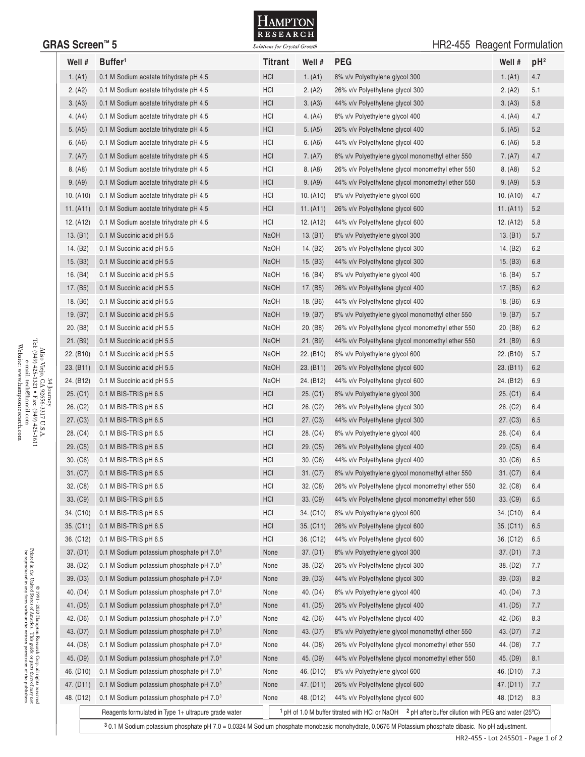# GRAS Screen™ 5

## HR2-455 Reagent Formulation

| Well # | Buffer[1] | Titrant | Well # | PEG | Well # | pH[2] |
|---|---|---|---|---|---|---|
| 1. (A1) | 0.1 M Sodium acetate trihydrate pH 4.5 | HCl | 1. (A1) | 8% v/v Polyethylene glycol 300 | 1. (A1) | 4.7 |
| 2. (A2) | 0.1 M Sodium acetate trihydrate pH 4.5 | HCl | 2. (A2) | 26% v/v Polyethylene glycol 300 | 2. (A2) | 5.1 |
| 3. (A3) | 0.1 M Sodium acetate trihydrate pH 4.5 | HCl | 3. (A3) | 44% v/v Polyethylene glycol 300 | 3. (A3) | 5.8 |
| 4. (A4) | 0.1 M Sodium acetate trihydrate pH 4.5 | HCl | 4. (A4) | 8% v/v Polyethylene glycol 400 | 4. (A4) | 4.7 |
| 5. (A5) | 0.1 M Sodium acetate trihydrate pH 4.5 | HCl | 5. (A5) | 26% v/v Polyethylene glycol 400 | 5. (A5) | 5.2 |
| 6. (A6) | 0.1 M Sodium acetate trihydrate pH 4.5 | HCl | 6. (A6) | 44% v/v Polyethylene glycol 400 | 6. (A6) | 5.8 |
| 7. (A7) | 0.1 M Sodium acetate trihydrate pH 4.5 | HCl | 7. (A7) | 8% v/v Polyethylene glycol monomethyl ether 550 | 7. (A7) | 4.7 |
| 8. (A8) | 0.1 M Sodium acetate trihydrate pH 4.5 | HCl | 8. (A8) | 26% v/v Polyethylene glycol monomethyl ether 550 | 8. (A8) | 5.2 |
| 9. (A9) | 0.1 M Sodium acetate trihydrate pH 4.5 | HCl | 9. (A9) | 44% v/v Polyethylene glycol monomethyl ether 550 | 9. (A9) | 5.9 |
| 10. (A10) | 0.1 M Sodium acetate trihydrate pH 4.5 | HCl | 10. (A10) | 8% v/v Polyethylene glycol 600 | 10. (A10) | 4.7 |
| 11. (A11) | 0.1 M Sodium acetate trihydrate pH 4.5 | HCl | 11. (A11) | 26% v/v Polyethylene glycol 600 | 11. (A11) | 5.2 |
| 12. (A12) | 0.1 M Sodium acetate trihydrate pH 4.5 | HCl | 12. (A12) | 44% v/v Polyethylene glycol 600 | 12. (A12) | 5.8 |
| 13. (B1) | 0.1 M Succinic acid pH 5.5 | NaOH | 13. (B1) | 8% v/v Polyethylene glycol 300 | 13. (B1) | 5.7 |
| 14. (B2) | 0.1 M Succinic acid pH 5.5 | NaOH | 14. (B2) | 26% v/v Polyethylene glycol 300 | 14. (B2) | 6.2 |
| 15. (B3) | 0.1 M Succinic acid pH 5.5 | NaOH | 15. (B3) | 44% v/v Polyethylene glycol 300 | 15. (B3) | 6.8 |
| 16. (B4) | 0.1 M Succinic acid pH 5.5 | NaOH | 16. (B4) | 8% v/v Polyethylene glycol 400 | 16. (B4) | 5.7 |
| 17. (B5) | 0.1 M Succinic acid pH 5.5 | NaOH | 17. (B5) | 26% v/v Polyethylene glycol 400 | 17. (B5) | 6.2 |
| 18. (B6) | 0.1 M Succinic acid pH 5.5 | NaOH | 18. (B6) | 44% v/v Polyethylene glycol 400 | 18. (B6) | 6.9 |
| 19. (B7) | 0.1 M Succinic acid pH 5.5 | NaOH | 19. (B7) | 8% v/v Polyethylene glycol monomethyl ether 550 | 19. (B7) | 5.7 |
| 20. (B8) | 0.1 M Succinic acid pH 5.5 | NaOH | 20. (B8) | 26% v/v Polyethylene glycol monomethyl ether 550 | 20. (B8) | 6.2 |
| 21. (B9) | 0.1 M Succinic acid pH 5.5 | NaOH | 21. (B9) | 44% v/v Polyethylene glycol monomethyl ether 550 | 21. (B9) | 6.9 |
| 22. (B10) | 0.1 M Succinic acid pH 5.5 | NaOH | 22. (B10) | 8% v/v Polyethylene glycol 600 | 22. (B10) | 5.7 |
| 23. (B11) | 0.1 M Succinic acid pH 5.5 | NaOH | 23. (B11) | 26% v/v Polyethylene glycol 600 | 23. (B11) | 6.2 |
| 24. (B12) | 0.1 M Succinic acid pH 5.5 | NaOH | 24. (B12) | 44% v/v Polyethylene glycol 600 | 24. (B12) | 6.9 |
| 25. (C1) | 0.1 M BIS-TRIS pH 6.5 | HCl | 25. (C1) | 8% v/v Polyethylene glycol 300 | 25. (C1) | 6.4 |
| 26. (C2) | 0.1 M BIS-TRIS pH 6.5 | HCl | 26. (C2) | 26% v/v Polyethylene glycol 300 | 26. (C2) | 6.4 |
| 27. (C3) | 0.1 M BIS-TRIS pH 6.5 | HCl | 27. (C3) | 44% v/v Polyethylene glycol 300 | 27. (C3) | 6.5 |
| 28. (C4) | 0.1 M BIS-TRIS pH 6.5 | HCl | 28. (C4) | 8% v/v Polyethylene glycol 400 | 28. (C4) | 6.4 |
| 29. (C5) | 0.1 M BIS-TRIS pH 6.5 | HCl | 29. (C5) | 26% v/v Polyethylene glycol 400 | 29. (C5) | 6.4 |
| 30. (C6) | 0.1 M BIS-TRIS pH 6.5 | HCl | 30. (C6) | 44% v/v Polyethylene glycol 400 | 30. (C6) | 6.5 |
| 31. (C7) | 0.1 M BIS-TRIS pH 6.5 | HCl | 31. (C7) | 8% v/v Polyethylene glycol monomethyl ether 550 | 31. (C7) | 6.4 |
| 32. (C8) | 0.1 M BIS-TRIS pH 6.5 | HCl | 32. (C8) | 26% v/v Polyethylene glycol monomethyl ether 550 | 32. (C8) | 6.4 |
| 33. (C9) | 0.1 M BIS-TRIS pH 6.5 | HCl | 33. (C9) | 44% v/v Polyethylene glycol monomethyl ether 550 | 33. (C9) | 6.5 |
| 34. (C10) | 0.1 M BIS-TRIS pH 6.5 | HCl | 34. (C10) | 8% v/v Polyethylene glycol 600 | 34. (C10) | 6.4 |
| 35. (C11) | 0.1 M BIS-TRIS pH 6.5 | HCl | 35. (C11) | 26% v/v Polyethylene glycol 600 | 35. (C11) | 6.5 |
| 36. (C12) | 0.1 M BIS-TRIS pH 6.5 | HCl | 36. (C12) | 44% v/v Polyethylene glycol 600 | 36. (C12) | 6.5 |
| 37. (D1) | 0.1 M Sodium potassium phosphate pH 7.0[3] | None | 37. (D1) | 8% v/v Polyethylene glycol 300 | 37. (D1) | 7.3 |
| 38. (D2) | 0.1 M Sodium potassium phosphate pH 7.0[3] | None | 38. (D2) | 26% v/v Polyethylene glycol 300 | 38. (D2) | 7.7 |
| 39. (D3) | 0.1 M Sodium potassium phosphate pH 7.0[3] | None | 39. (D3) | 44% v/v Polyethylene glycol 300 | 39. (D3) | 8.2 |
| 40. (D4) | 0.1 M Sodium potassium phosphate pH 7.0[3] | None | 40. (D4) | 8% v/v Polyethylene glycol 400 | 40. (D4) | 7.3 |
| 41. (D5) | 0.1 M Sodium potassium phosphate pH 7.0[3] | None | 41. (D5) | 26% v/v Polyethylene glycol 400 | 41. (D5) | 7.7 |
| 42. (D6) | 0.1 M Sodium potassium phosphate pH 7.0[3] | None | 42. (D6) | 44% v/v Polyethylene glycol 400 | 42. (D6) | 8.3 |
| 43. (D7) | 0.1 M Sodium potassium phosphate pH 7.0[3] | None | 43. (D7) | 8% v/v Polyethylene glycol monomethyl ether 550 | 43. (D7) | 7.2 |
| 44. (D8) | 0.1 M Sodium potassium phosphate pH 7.0[3] | None | 44. (D8) | 26% v/v Polyethylene glycol monomethyl ether 550 | 44. (D8) | 7.7 |
| 45. (D9) | 0.1 M Sodium potassium phosphate pH 7.0[3] | None | 45. (D9) | 44% v/v Polyethylene glycol monomethyl ether 550 | 45. (D9) | 8.1 |
| 46. (D10) | 0.1 M Sodium potassium phosphate pH 7.0[3] | None | 46. (D10) | 8% v/v Polyethylene glycol 600 | 46. (D10) | 7.3 |
| 47. (D11) | 0.1 M Sodium potassium phosphate pH 7.0[3] | None | 47. (D11) | 26% v/v Polyethylene glycol 600 | 47. (D11) | 7.7 |
| 48. (D12) | 0.1 M Sodium potassium phosphate pH 7.0[3] | None | 48. (D12) | 44% v/v Polyethylene glycol 600 | 48. (D12) | 8.3 |

Reagents formulated in Type 1+ ultrapure grade water

[1] pH of 1.0 M buffer titrated with HCl or NaOH [2] pH after buffer dilution with PEG and water (25°C)

[3] 0.1 M Sodium potassium phosphate pH 7.0 = 0.0324 M Sodium phosphate monobasic monohydrate, 0.0676 M Potassium phosphate dibasic. No pH adjustment.

34 Journey
Aliso Viejo, CA 92656-3317 U.S.A.
Tel: (949) 425-1321 • Fax: (949) 425-1611
e-mail: tech@hrmail.com
Website: www.hamptonresearch.com

© 1991 - 2020 Hampton Research Corp. all rights reserved
Printed in the United States of America. This guide or parts thereof may not be reproduced in any form without the written permission of the publishers.

HR2-455 - Lot 245501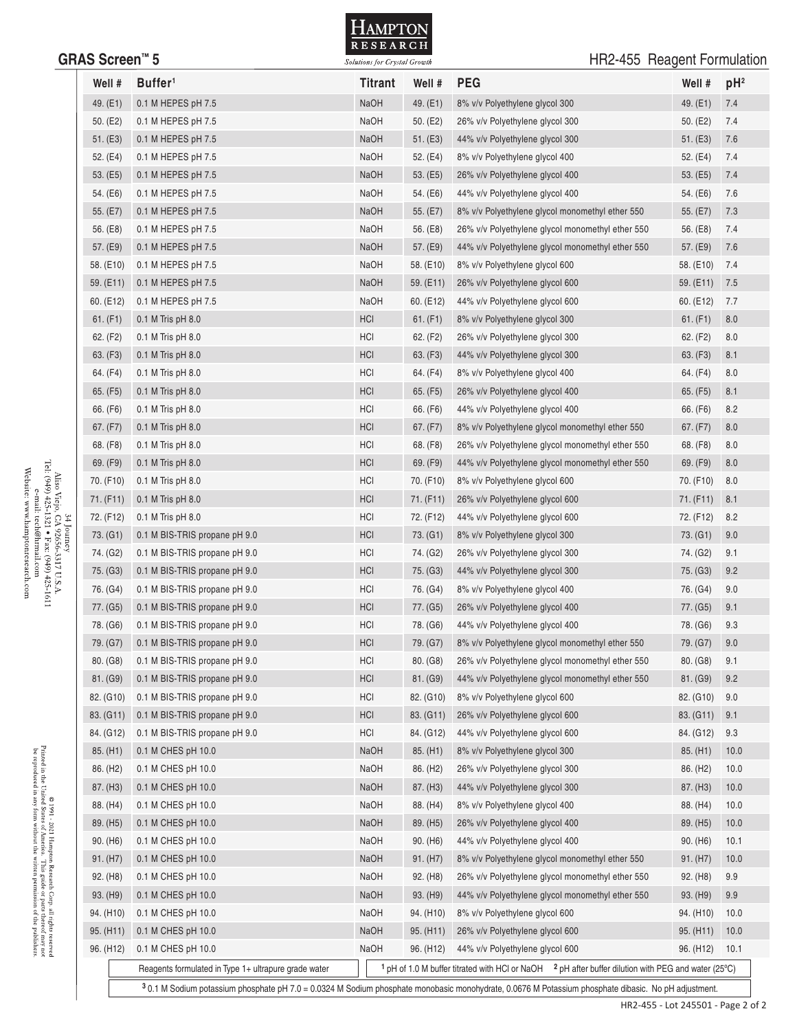# GRAS Screen™ 5

## HR2-455 Reagent Formulation

| Well # | Buffer[1] | Titrant | Well # | PEG | Well # | pH[2] |
|---|---|---|---|---|---|---|
| 49. (E1) | 0.1 M HEPES pH 7.5 | NaOH | 49. (E1) | 8% v/v Polyethylene glycol 300 | 49. (E1) | 7.4 |
| 50. (E2) | 0.1 M HEPES pH 7.5 | NaOH | 50. (E2) | 26% v/v Polyethylene glycol 300 | 50. (E2) | 7.4 |
| 51. (E3) | 0.1 M HEPES pH 7.5 | NaOH | 51. (E3) | 44% v/v Polyethylene glycol 300 | 51. (E3) | 7.6 |
| 52. (E4) | 0.1 M HEPES pH 7.5 | NaOH | 52. (E4) | 8% v/v Polyethylene glycol 400 | 52. (E4) | 7.4 |
| 53. (E5) | 0.1 M HEPES pH 7.5 | NaOH | 53. (E5) | 26% v/v Polyethylene glycol 400 | 53. (E5) | 7.4 |
| 54. (E6) | 0.1 M HEPES pH 7.5 | NaOH | 54. (E6) | 44% v/v Polyethylene glycol 400 | 54. (E6) | 7.6 |
| 55. (E7) | 0.1 M HEPES pH 7.5 | NaOH | 55. (E7) | 8% v/v Polyethylene glycol monomethyl ether 550 | 55. (E7) | 7.3 |
| 56. (E8) | 0.1 M HEPES pH 7.5 | NaOH | 56. (E8) | 26% v/v Polyethylene glycol monomethyl ether 550 | 56. (E8) | 7.4 |
| 57. (E9) | 0.1 M HEPES pH 7.5 | NaOH | 57. (E9) | 44% v/v Polyethylene glycol monomethyl ether 550 | 57. (E9) | 7.6 |
| 58. (E10) | 0.1 M HEPES pH 7.5 | NaOH | 58. (E10) | 8% v/v Polyethylene glycol 600 | 58. (E10) | 7.4 |
| 59. (E11) | 0.1 M HEPES pH 7.5 | NaOH | 59. (E11) | 26% v/v Polyethylene glycol 600 | 59. (E11) | 7.5 |
| 60. (E12) | 0.1 M HEPES pH 7.5 | NaOH | 60. (E12) | 44% v/v Polyethylene glycol 600 | 60. (E12) | 7.7 |
| 61. (F1) | 0.1 M Tris pH 8.0 | HCl | 61. (F1) | 8% v/v Polyethylene glycol 300 | 61. (F1) | 8.0 |
| 62. (F2) | 0.1 M Tris pH 8.0 | HCl | 62. (F2) | 26% v/v Polyethylene glycol 300 | 62. (F2) | 8.0 |
| 63. (F3) | 0.1 M Tris pH 8.0 | HCl | 63. (F3) | 44% v/v Polyethylene glycol 300 | 63. (F3) | 8.1 |
| 64. (F4) | 0.1 M Tris pH 8.0 | HCl | 64. (F4) | 8% v/v Polyethylene glycol 400 | 64. (F4) | 8.0 |
| 65. (F5) | 0.1 M Tris pH 8.0 | HCl | 65. (F5) | 26% v/v Polyethylene glycol 400 | 65. (F5) | 8.1 |
| 66. (F6) | 0.1 M Tris pH 8.0 | HCl | 66. (F6) | 44% v/v Polyethylene glycol 400 | 66. (F6) | 8.2 |
| 67. (F7) | 0.1 M Tris pH 8.0 | HCl | 67. (F7) | 8% v/v Polyethylene glycol monomethyl ether 550 | 67. (F7) | 8.0 |
| 68. (F8) | 0.1 M Tris pH 8.0 | HCl | 68. (F8) | 26% v/v Polyethylene glycol monomethyl ether 550 | 68. (F8) | 8.0 |
| 69. (F9) | 0.1 M Tris pH 8.0 | HCl | 69. (F9) | 44% v/v Polyethylene glycol monomethyl ether 550 | 69. (F9) | 8.0 |
| 70. (F10) | 0.1 M Tris pH 8.0 | HCl | 70. (F10) | 8% v/v Polyethylene glycol 600 | 70. (F10) | 8.0 |
| 71. (F11) | 0.1 M Tris pH 8.0 | HCl | 71. (F11) | 26% v/v Polyethylene glycol 600 | 71. (F11) | 8.1 |
| 72. (F12) | 0.1 M Tris pH 8.0 | HCl | 72. (F12) | 44% v/v Polyethylene glycol 600 | 72. (F12) | 8.2 |
| 73. (G1) | 0.1 M BIS-TRIS propane pH 9.0 | HCl | 73. (G1) | 8% v/v Polyethylene glycol 300 | 73. (G1) | 9.0 |
| 74. (G2) | 0.1 M BIS-TRIS propane pH 9.0 | HCl | 74. (G2) | 26% v/v Polyethylene glycol 300 | 74. (G2) | 9.1 |
| 75. (G3) | 0.1 M BIS-TRIS propane pH 9.0 | HCl | 75. (G3) | 44% v/v Polyethylene glycol 300 | 75. (G3) | 9.2 |
| 76. (G4) | 0.1 M BIS-TRIS propane pH 9.0 | HCl | 76. (G4) | 8% v/v Polyethylene glycol 400 | 76. (G4) | 9.0 |
| 77. (G5) | 0.1 M BIS-TRIS propane pH 9.0 | HCl | 77. (G5) | 26% v/v Polyethylene glycol 400 | 77. (G5) | 9.1 |
| 78. (G6) | 0.1 M BIS-TRIS propane pH 9.0 | HCl | 78. (G6) | 44% v/v Polyethylene glycol 400 | 78. (G6) | 9.3 |
| 79. (G7) | 0.1 M BIS-TRIS propane pH 9.0 | HCl | 79. (G7) | 8% v/v Polyethylene glycol monomethyl ether 550 | 79. (G7) | 9.0 |
| 80. (G8) | 0.1 M BIS-TRIS propane pH 9.0 | HCl | 80. (G8) | 26% v/v Polyethylene glycol monomethyl ether 550 | 80. (G8) | 9.1 |
| 81. (G9) | 0.1 M BIS-TRIS propane pH 9.0 | HCl | 81. (G9) | 44% v/v Polyethylene glycol monomethyl ether 550 | 81. (G9) | 9.2 |
| 82. (G10) | 0.1 M BIS-TRIS propane pH 9.0 | HCl | 82. (G10) | 8% v/v Polyethylene glycol 600 | 82. (G10) | 9.0 |
| 83. (G11) | 0.1 M BIS-TRIS propane pH 9.0 | HCl | 83. (G11) | 26% v/v Polyethylene glycol 600 | 83. (G11) | 9.1 |
| 84. (G12) | 0.1 M BIS-TRIS propane pH 9.0 | HCl | 84. (G12) | 44% v/v Polyethylene glycol 600 | 84. (G12) | 9.3 |
| 85. (H1) | 0.1 M CHES pH 10.0 | NaOH | 85. (H1) | 8% v/v Polyethylene glycol 300 | 85. (H1) | 10.0 |
| 86. (H2) | 0.1 M CHES pH 10.0 | NaOH | 86. (H2) | 26% v/v Polyethylene glycol 300 | 86. (H2) | 10.0 |
| 87. (H3) | 0.1 M CHES pH 10.0 | NaOH | 87. (H3) | 44% v/v Polyethylene glycol 300 | 87. (H3) | 10.0 |
| 88. (H4) | 0.1 M CHES pH 10.0 | NaOH | 88. (H4) | 8% v/v Polyethylene glycol 400 | 88. (H4) | 10.0 |
| 89. (H5) | 0.1 M CHES pH 10.0 | NaOH | 89. (H5) | 26% v/v Polyethylene glycol 400 | 89. (H5) | 10.0 |
| 90. (H6) | 0.1 M CHES pH 10.0 | NaOH | 90. (H6) | 44% v/v Polyethylene glycol 400 | 90. (H6) | 10.1 |
| 91. (H7) | 0.1 M CHES pH 10.0 | NaOH | 91. (H7) | 8% v/v Polyethylene glycol monomethyl ether 550 | 91. (H7) | 10.0 |
| 92. (H8) | 0.1 M CHES pH 10.0 | NaOH | 92. (H8) | 26% v/v Polyethylene glycol monomethyl ether 550 | 92. (H8) | 9.9 |
| 93. (H9) | 0.1 M CHES pH 10.0 | NaOH | 93. (H9) | 44% v/v Polyethylene glycol monomethyl ether 550 | 93. (H9) | 9.9 |
| 94. (H10) | 0.1 M CHES pH 10.0 | NaOH | 94. (H10) | 8% v/v Polyethylene glycol 600 | 94. (H10) | 10.0 |
| 95. (H11) | 0.1 M CHES pH 10.0 | NaOH | 95. (H11) | 26% v/v Polyethylene glycol 600 | 95. (H11) | 10.0 |
| 96. (H12) | 0.1 M CHES pH 10.0 | NaOH | 96. (H12) | 44% v/v Polyethylene glycol 600 | 96. (H12) | 10.1 |

Reagents formulated in Type 1+ ultrapure grade water

[1] pH of 1.0 M buffer titrated with HCl or NaOH [2] pH after buffer dilution with PEG and water (25°C)

[3] 0.1 M Sodium potassium phosphate pH 7.0 = 0.0324 M Sodium phosphate monobasic monohydrate, 0.0676 M Potassium phosphate dibasic. No pH adjustment.

HR2-455 - Lot 245501

34 Journey
Aliso Viejo, CA 92656-3317 U.S.A.
Tel: (949) 425-1321 • Fax: (949) 425-1611
e-mail: tech@hrmail.com
Website: www.hamptonresearch.com

© 1991 - 2021 Hampton Research Corp. all rights reserved
Printed in the United States of America. This guide or parts thereof may not be reproduced in any form without the written permission of the publishers.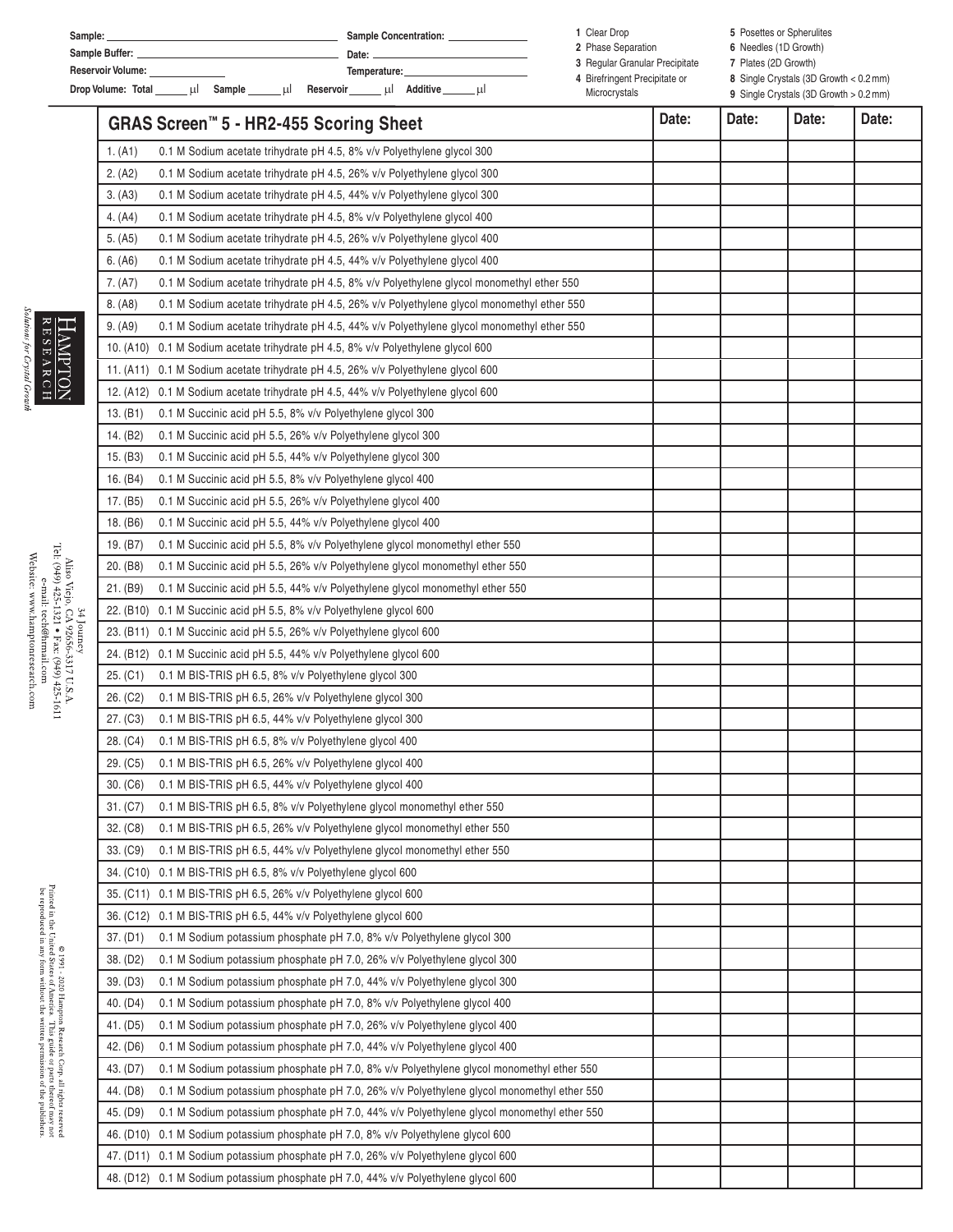Sample: ______________________ Sample Concentration: ______________

Sample Buffer: ______________________ Date: ______________________

Reservoir Volume: ______________ Temperature: ______________________

Drop Volume: Total ______ µl Sample ______ µl Reservoir ______ µl Additive ______ µl

1 Clear Drop
2 Phase Separation
3 Regular Granular Precipitate
4 Birefringent Precipitate or Microcrystals
5 Posettes or Spherulites
6 Needles (1D Growth)
7 Plates (2D Growth)
8 Single Crystals (3D Growth < 0.2 mm)
9 Single Crystals (3D Growth > 0.2 mm)

| GRAS Screen™ 5 - HR2-455 Scoring Sheet | Date: | Date: | Date: | Date: |
|---|---|---|---|---|
| 1. (A1) 0.1 M Sodium acetate trihydrate pH 4.5, 8% v/v Polyethylene glycol 300 | | | | |
| 2. (A2) 0.1 M Sodium acetate trihydrate pH 4.5, 26% v/v Polyethylene glycol 300 | | | | |
| 3. (A3) 0.1 M Sodium acetate trihydrate pH 4.5, 44% v/v Polyethylene glycol 300 | | | | |
| 4. (A4) 0.1 M Sodium acetate trihydrate pH 4.5, 8% v/v Polyethylene glycol 400 | | | | |
| 5. (A5) 0.1 M Sodium acetate trihydrate pH 4.5, 26% v/v Polyethylene glycol 400 | | | | |
| 6. (A6) 0.1 M Sodium acetate trihydrate pH 4.5, 44% v/v Polyethylene glycol 400 | | | | |
| 7. (A7) 0.1 M Sodium acetate trihydrate pH 4.5, 8% v/v Polyethylene glycol monomethyl ether 550 | | | | |
| 8. (A8) 0.1 M Sodium acetate trihydrate pH 4.5, 26% v/v Polyethylene glycol monomethyl ether 550 | | | | |
| 9. (A9) 0.1 M Sodium acetate trihydrate pH 4.5, 44% v/v Polyethylene glycol monomethyl ether 550 | | | | |
| 10. (A10) 0.1 M Sodium acetate trihydrate pH 4.5, 8% v/v Polyethylene glycol 600 | | | | |
| 11. (A11) 0.1 M Sodium acetate trihydrate pH 4.5, 26% v/v Polyethylene glycol 600 | | | | |
| 12. (A12) 0.1 M Sodium acetate trihydrate pH 4.5, 44% v/v Polyethylene glycol 600 | | | | |
| 13. (B1) 0.1 M Succinic acid pH 5.5, 8% v/v Polyethylene glycol 300 | | | | |
| 14. (B2) 0.1 M Succinic acid pH 5.5, 26% v/v Polyethylene glycol 300 | | | | |
| 15. (B3) 0.1 M Succinic acid pH 5.5, 44% v/v Polyethylene glycol 300 | | | | |
| 16. (B4) 0.1 M Succinic acid pH 5.5, 8% v/v Polyethylene glycol 400 | | | | |
| 17. (B5) 0.1 M Succinic acid pH 5.5, 26% v/v Polyethylene glycol 400 | | | | |
| 18. (B6) 0.1 M Succinic acid pH 5.5, 44% v/v Polyethylene glycol 400 | | | | |
| 19. (B7) 0.1 M Succinic acid pH 5.5, 8% v/v Polyethylene glycol monomethyl ether 550 | | | | |
| 20. (B8) 0.1 M Succinic acid pH 5.5, 26% v/v Polyethylene glycol monomethyl ether 550 | | | | |
| 21. (B9) 0.1 M Succinic acid pH 5.5, 44% v/v Polyethylene glycol monomethyl ether 550 | | | | |
| 22. (B10) 0.1 M Succinic acid pH 5.5, 8% v/v Polyethylene glycol 600 | | | | |
| 23. (B11) 0.1 M Succinic acid pH 5.5, 26% v/v Polyethylene glycol 600 | | | | |
| 24. (B12) 0.1 M Succinic acid pH 5.5, 44% v/v Polyethylene glycol 600 | | | | |
| 25. (C1) 0.1 M BIS-TRIS pH 6.5, 8% v/v Polyethylene glycol 300 | | | | |
| 26. (C2) 0.1 M BIS-TRIS pH 6.5, 26% v/v Polyethylene glycol 300 | | | | |
| 27. (C3) 0.1 M BIS-TRIS pH 6.5, 44% v/v Polyethylene glycol 300 | | | | |
| 28. (C4) 0.1 M BIS-TRIS pH 6.5, 8% v/v Polyethylene glycol 400 | | | | |
| 29. (C5) 0.1 M BIS-TRIS pH 6.5, 26% v/v Polyethylene glycol 400 | | | | |
| 30. (C6) 0.1 M BIS-TRIS pH 6.5, 44% v/v Polyethylene glycol 400 | | | | |
| 31. (C7) 0.1 M BIS-TRIS pH 6.5, 8% v/v Polyethylene glycol monomethyl ether 550 | | | | |
| 32. (C8) 0.1 M BIS-TRIS pH 6.5, 26% v/v Polyethylene glycol monomethyl ether 550 | | | | |
| 33. (C9) 0.1 M BIS-TRIS pH 6.5, 44% v/v Polyethylene glycol monomethyl ether 550 | | | | |
| 34. (C10) 0.1 M BIS-TRIS pH 6.5, 8% v/v Polyethylene glycol 600 | | | | |
| 35. (C11) 0.1 M BIS-TRIS pH 6.5, 26% v/v Polyethylene glycol 600 | | | | |
| 36. (C12) 0.1 M BIS-TRIS pH 6.5, 44% v/v Polyethylene glycol 600 | | | | |
| 37. (D1) 0.1 M Sodium potassium phosphate pH 7.0, 8% v/v Polyethylene glycol 300 | | | | |
| 38. (D2) 0.1 M Sodium potassium phosphate pH 7.0, 26% v/v Polyethylene glycol 300 | | | | |
| 39. (D3) 0.1 M Sodium potassium phosphate pH 7.0, 44% v/v Polyethylene glycol 300 | | | | |
| 40. (D4) 0.1 M Sodium potassium phosphate pH 7.0, 8% v/v Polyethylene glycol 400 | | | | |
| 41. (D5) 0.1 M Sodium potassium phosphate pH 7.0, 26% v/v Polyethylene glycol 400 | | | | |
| 42. (D6) 0.1 M Sodium potassium phosphate pH 7.0, 44% v/v Polyethylene glycol 400 | | | | |
| 43. (D7) 0.1 M Sodium potassium phosphate pH 7.0, 8% v/v Polyethylene glycol monomethyl ether 550 | | | | |
| 44. (D8) 0.1 M Sodium potassium phosphate pH 7.0, 26% v/v Polyethylene glycol monomethyl ether 550 | | | | |
| 45. (D9) 0.1 M Sodium potassium phosphate pH 7.0, 44% v/v Polyethylene glycol monomethyl ether 550 | | | | |
| 46. (D10) 0.1 M Sodium potassium phosphate pH 7.0, 8% v/v Polyethylene glycol 600 | | | | |
| 47. (D11) 0.1 M Sodium potassium phosphate pH 7.0, 26% v/v Polyethylene glycol 600 | | | | |
| 48. (D12) 0.1 M Sodium potassium phosphate pH 7.0, 44% v/v Polyethylene glycol 600 | | | | |

HAMPTON RESEARCH *Solutions for Crystal Growth*

34 Journey
Aliso Viejo, CA 92656-3317 U.S.A.
Tel: (949) 425-1321 • Fax: (949) 425-1611
e-mail: tech@hrmail.com
Website: www.hamptonresearch.com

© 1991 - 2020 Hampton Research Corp. all rights reserved
Printed in the United States of America. This guide or parts thereof may not be reproduced in any form without the written permission of the publishers.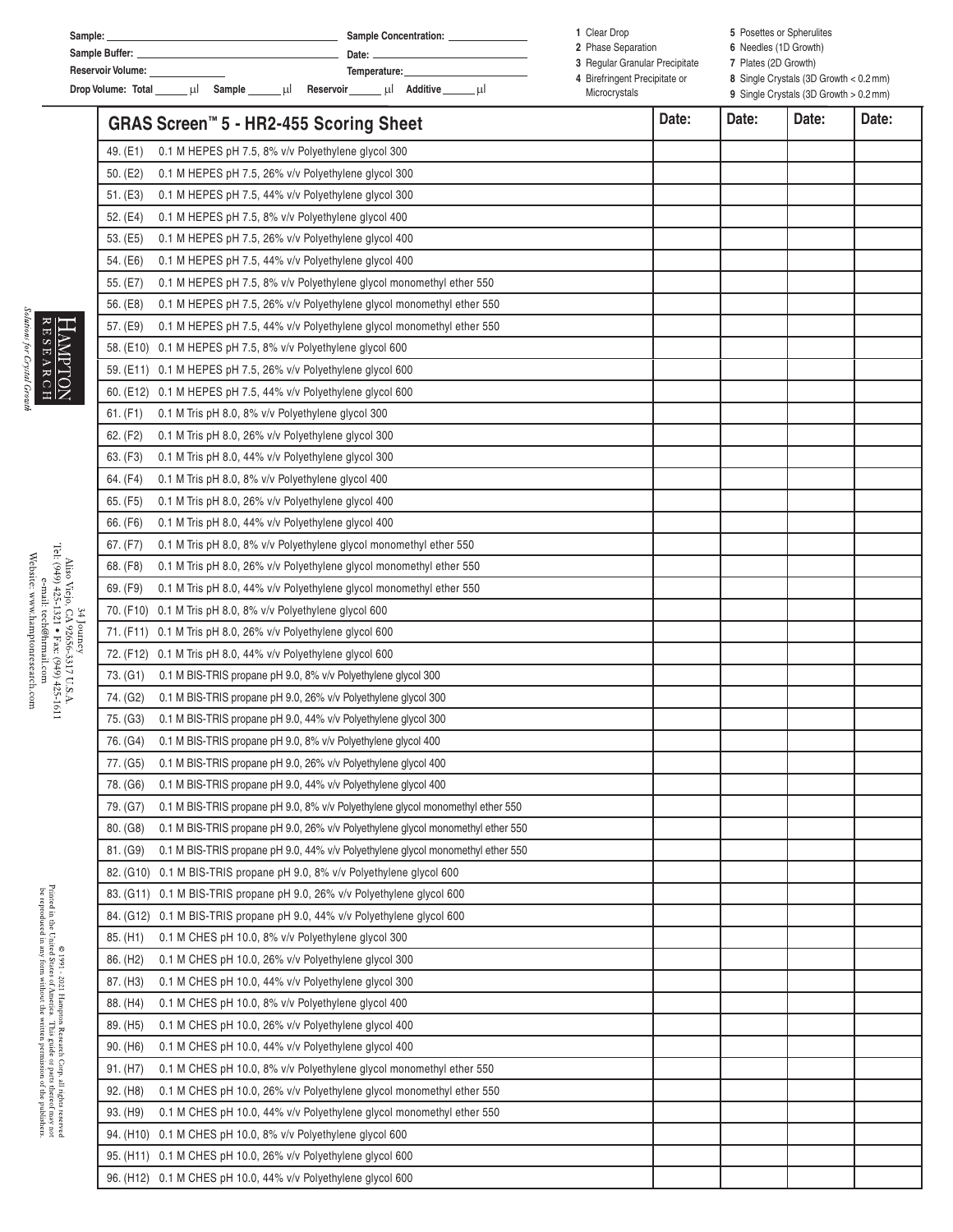Sample: ______________________ Sample Concentration: ______________

Sample Buffer: ______________________ Date: ______________

Reservoir Volume: ______________ Temperature: ______________

Drop Volume: Total ______ μl Sample ______ μl Reservoir ______ μl Additive ______ μl

1 Clear Drop
2 Phase Separation
3 Regular Granular Precipitate
4 Birefringent Precipitate or Microcrystals
5 Posettes or Spherulites
6 Needles (1D Growth)
7 Plates (2D Growth)
8 Single Crystals (3D Growth < 0.2 mm)
9 Single Crystals (3D Growth > 0.2 mm)

| GRAS Screen™ 5 - HR2-455 Scoring Sheet | Date: | Date: | Date: | Date: |
|---|---|---|---|---|
| 49. (E1) 0.1 M HEPES pH 7.5, 8% v/v Polyethylene glycol 300 | | | | |
| 50. (E2) 0.1 M HEPES pH 7.5, 26% v/v Polyethylene glycol 300 | | | | |
| 51. (E3) 0.1 M HEPES pH 7.5, 44% v/v Polyethylene glycol 300 | | | | |
| 52. (E4) 0.1 M HEPES pH 7.5, 8% v/v Polyethylene glycol 400 | | | | |
| 53. (E5) 0.1 M HEPES pH 7.5, 26% v/v Polyethylene glycol 400 | | | | |
| 54. (E6) 0.1 M HEPES pH 7.5, 44% v/v Polyethylene glycol 400 | | | | |
| 55. (E7) 0.1 M HEPES pH 7.5, 8% v/v Polyethylene glycol monomethyl ether 550 | | | | |
| 56. (E8) 0.1 M HEPES pH 7.5, 26% v/v Polyethylene glycol monomethyl ether 550 | | | | |
| 57. (E9) 0.1 M HEPES pH 7.5, 44% v/v Polyethylene glycol monomethyl ether 550 | | | | |
| 58. (E10) 0.1 M HEPES pH 7.5, 8% v/v Polyethylene glycol 600 | | | | |
| 59. (E11) 0.1 M HEPES pH 7.5, 26% v/v Polyethylene glycol 600 | | | | |
| 60. (E12) 0.1 M HEPES pH 7.5, 44% v/v Polyethylene glycol 600 | | | | |
| 61. (F1) 0.1 M Tris pH 8.0, 8% v/v Polyethylene glycol 300 | | | | |
| 62. (F2) 0.1 M Tris pH 8.0, 26% v/v Polyethylene glycol 300 | | | | |
| 63. (F3) 0.1 M Tris pH 8.0, 44% v/v Polyethylene glycol 300 | | | | |
| 64. (F4) 0.1 M Tris pH 8.0, 8% v/v Polyethylene glycol 400 | | | | |
| 65. (F5) 0.1 M Tris pH 8.0, 26% v/v Polyethylene glycol 400 | | | | |
| 66. (F6) 0.1 M Tris pH 8.0, 44% v/v Polyethylene glycol 400 | | | | |
| 67. (F7) 0.1 M Tris pH 8.0, 8% v/v Polyethylene glycol monomethyl ether 550 | | | | |
| 68. (F8) 0.1 M Tris pH 8.0, 26% v/v Polyethylene glycol monomethyl ether 550 | | | | |
| 69. (F9) 0.1 M Tris pH 8.0, 44% v/v Polyethylene glycol monomethyl ether 550 | | | | |
| 70. (F10) 0.1 M Tris pH 8.0, 8% v/v Polyethylene glycol 600 | | | | |
| 71. (F11) 0.1 M Tris pH 8.0, 26% v/v Polyethylene glycol 600 | | | | |
| 72. (F12) 0.1 M Tris pH 8.0, 44% v/v Polyethylene glycol 600 | | | | |
| 73. (G1) 0.1 M BIS-TRIS propane pH 9.0, 8% v/v Polyethylene glycol 300 | | | | |
| 74. (G2) 0.1 M BIS-TRIS propane pH 9.0, 26% v/v Polyethylene glycol 300 | | | | |
| 75. (G3) 0.1 M BIS-TRIS propane pH 9.0, 44% v/v Polyethylene glycol 300 | | | | |
| 76. (G4) 0.1 M BIS-TRIS propane pH 9.0, 8% v/v Polyethylene glycol 400 | | | | |
| 77. (G5) 0.1 M BIS-TRIS propane pH 9.0, 26% v/v Polyethylene glycol 400 | | | | |
| 78. (G6) 0.1 M BIS-TRIS propane pH 9.0, 44% v/v Polyethylene glycol 400 | | | | |
| 79. (G7) 0.1 M BIS-TRIS propane pH 9.0, 8% v/v Polyethylene glycol monomethyl ether 550 | | | | |
| 80. (G8) 0.1 M BIS-TRIS propane pH 9.0, 26% v/v Polyethylene glycol monomethyl ether 550 | | | | |
| 81. (G9) 0.1 M BIS-TRIS propane pH 9.0, 44% v/v Polyethylene glycol monomethyl ether 550 | | | | |
| 82. (G10) 0.1 M BIS-TRIS propane pH 9.0, 8% v/v Polyethylene glycol 600 | | | | |
| 83. (G11) 0.1 M BIS-TRIS propane pH 9.0, 26% v/v Polyethylene glycol 600 | | | | |
| 84. (G12) 0.1 M BIS-TRIS propane pH 9.0, 44% v/v Polyethylene glycol 600 | | | | |
| 85. (H1) 0.1 M CHES pH 10.0, 8% v/v Polyethylene glycol 300 | | | | |
| 86. (H2) 0.1 M CHES pH 10.0, 26% v/v Polyethylene glycol 300 | | | | |
| 87. (H3) 0.1 M CHES pH 10.0, 44% v/v Polyethylene glycol 300 | | | | |
| 88. (H4) 0.1 M CHES pH 10.0, 8% v/v Polyethylene glycol 400 | | | | |
| 89. (H5) 0.1 M CHES pH 10.0, 26% v/v Polyethylene glycol 400 | | | | |
| 90. (H6) 0.1 M CHES pH 10.0, 44% v/v Polyethylene glycol 400 | | | | |
| 91. (H7) 0.1 M CHES pH 10.0, 8% v/v Polyethylene glycol monomethyl ether 550 | | | | |
| 92. (H8) 0.1 M CHES pH 10.0, 26% v/v Polyethylene glycol monomethyl ether 550 | | | | |
| 93. (H9) 0.1 M CHES pH 10.0, 44% v/v Polyethylene glycol monomethyl ether 550 | | | | |
| 94. (H10) 0.1 M CHES pH 10.0, 8% v/v Polyethylene glycol 600 | | | | |
| 95. (H11) 0.1 M CHES pH 10.0, 26% v/v Polyethylene glycol 600 | | | | |
| 96. (H12) 0.1 M CHES pH 10.0, 44% v/v Polyethylene glycol 600 | | | | |

HAMPTON RESEARCH
*Solutions for Crystal Growth*

34 Journey
Aliso Viejo, CA 92656-3317 U.S.A.
Tel: (949) 425-1321 • Fax: (949) 425-1611
e-mail: tech@hrmail.com
Website: www.hamptonresearch.com

© 1991 - 2021 Hampton Research Corp. all rights reserved
Printed in the United States of America. This guide or parts thereof may not be reproduced in any form without the written permission of the publishers.